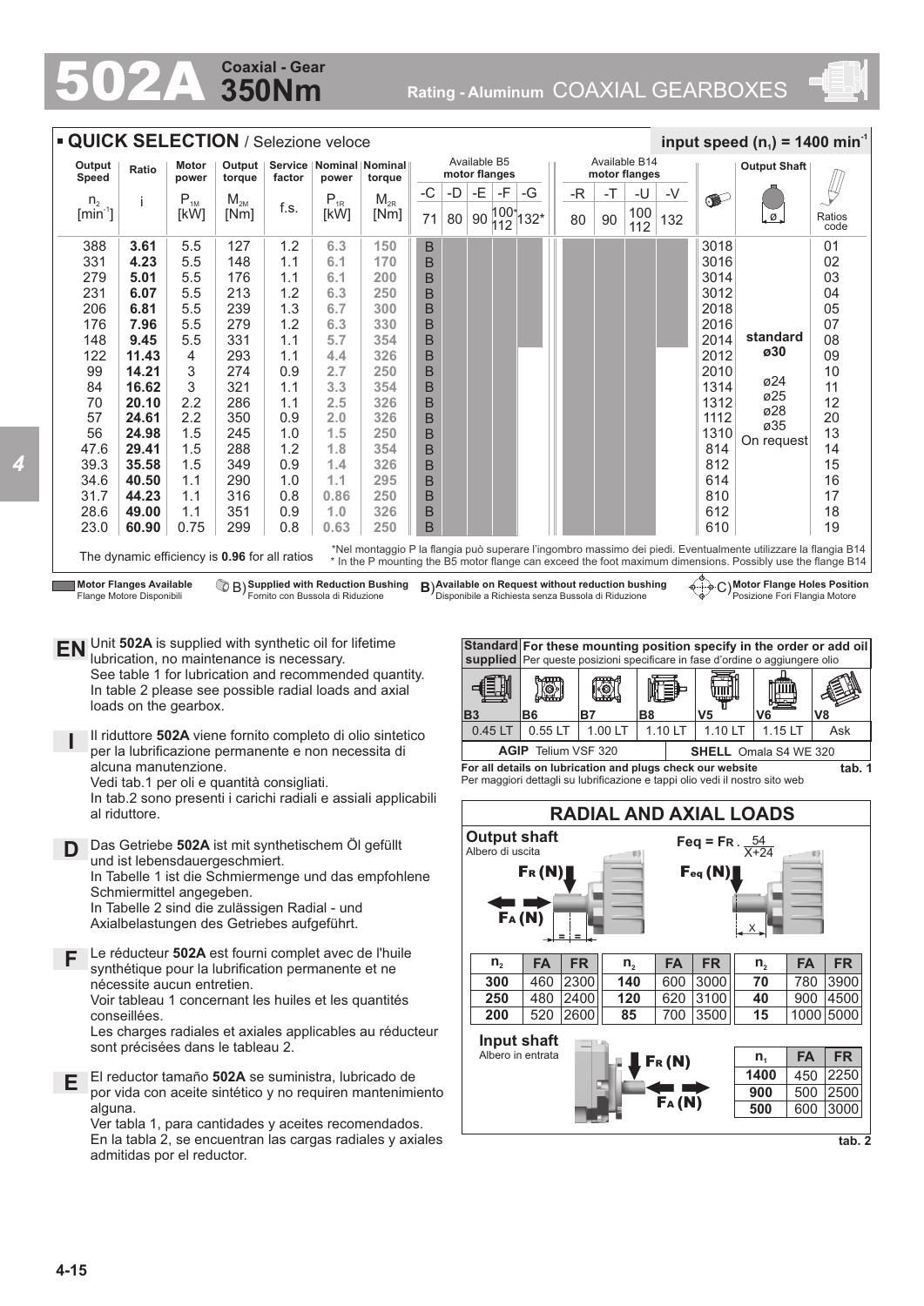# 502A Coaxial - Gear 350Nm

Rating - Aluminum COAXIAL GEARBOXES

## QUICK SELECTION / Selezione veloce

input speed ($n_1$) = 1400 min$^{-1}$

| Output Speed $n_2$ [min$^{-1}$] | Ratio i | Motor power $P_{1M}$ [kW] | Output torque $M_{2M}$ [Nm] | Service factor f.s. | Nominal power $P_{1R}$ [kW] | Nominal torque $M_{2R}$ [Nm] | B5 -C 71 | B5 -D 80 | B5 -E 90 | B5 -F 100*/112 | B5 -G 132* | B14 -R 80 | B14 -T 90 | B14 -U 100/112 | B14 -V 132 | Reduction bushing | Output Shaft | Ratios code |
|---|---|---|---|---|---|---|---|---|---|---|---|---|---|---|---|---|---|---|
| 388 | **3.61** | 5.5 | 127 | 1.2 | 6.3 | 150 | B | | | | | | | | | 3018 | | 01 |
| 331 | **4.23** | 5.5 | 148 | 1.1 | 6.1 | 170 | B | | | | | | | | | 3016 | | 02 |
| 279 | **5.01** | 5.5 | 176 | 1.1 | 6.1 | 200 | B | | | | | | | | | 3014 | | 03 |
| 231 | **6.07** | 5.5 | 213 | 1.2 | 6.3 | 250 | B | | | | | | | | | 3012 | | 04 |
| 206 | **6.81** | 5.5 | 239 | 1.3 | 6.7 | 300 | B | | | | | | | | | 2018 | | 05 |
| 176 | **7.96** | 5.5 | 279 | 1.2 | 6.3 | 330 | B | | | | | | | | | 2016 | | 07 |
| 148 | **9.45** | 5.5 | 331 | 1.1 | 5.7 | 354 | B | | | | | | | | | 2014 | **standard ø30** | 08 |
| 122 | **11.43** | 4 | 293 | 1.1 | 4.4 | 326 | B | | | | | | | | | 2012 | | 09 |
| 99 | **14.21** | 3 | 274 | 0.9 | 2.7 | 250 | B | | | | | | | | | 2010 | | 10 |
| 84 | **16.62** | 3 | 321 | 1.1 | 3.3 | 354 | B | | | | | | | | | 1314 | ø24 | 11 |
| 70 | **20.10** | 2.2 | 286 | 1.1 | 2.5 | 326 | B | | | | | | | | | 1312 | ø25 | 12 |
| 57 | **24.61** | 2.2 | 350 | 0.9 | 2.0 | 326 | B | | | | | | | | | 1112 | ø28 | 20 |
| 56 | **24.98** | 1.5 | 245 | 1.0 | 1.5 | 250 | B | | | | | | | | | 1310 | ø35 On request | 13 |
| 47.6 | **29.41** | 1.5 | 288 | 1.2 | 1.8 | 354 | B | | | | | | | | | 814 | | 14 |
| 39.3 | **35.58** | 1.5 | 349 | 0.9 | 1.4 | 326 | B | | | | | | | | | 812 | | 15 |
| 34.6 | **40.50** | 1.1 | 290 | 1.0 | 1.1 | 295 | B | | | | | | | | | 614 | | 16 |
| 31.7 | **44.23** | 1.1 | 316 | 0.8 | 0.86 | 250 | B | | | | | | | | | 810 | | 17 |
| 28.6 | **49.00** | 1.1 | 351 | 0.9 | 1.0 | 326 | B | | | | | | | | | 612 | | 18 |
| 23.0 | **60.90** | 0.75 | 299 | 0.8 | 0.63 | 250 | B | | | | | | | | | 610 | | 19 |

The dynamic efficiency is **0.96** for all ratios

*Nel montaggio P la flangia può superare l'ingombro massimo dei piedi. Eventualmente utilizzare la flangia B14
* In the P mounting the B5 motor flange can exceed the foot maximum dimensions. Possibly use the flange B14

**Motor Flanges Available** / Flange Motore Disponibili — B) **Supplied with Reduction Bushing** / Fornito con Bussola di Riduzione — B) **Available on Request without reduction bushing** / Disponibile a Richiesta senza Bussola di Riduzione — C) **Motor Flange Holes Position** / Posizione Fori Flangia Motore

**EN** Unit **502A** is supplied with synthetic oil for lifetime lubrication, no maintenance is necessary.
See table 1 for lubrication and recommended quantity.
In table 2 please see possible radial loads and axial loads on the gearbox.

**I** Il riduttore **502A** viene fornito completo di olio sintetico per la lubrificazione permanente e non necessita di alcuna manutenzione.
Vedi tab.1 per oli e quantità consigliati.
In tab.2 sono presenti i carichi radiali e assiali applicabili al riduttore.

**D** Das Getriebe **502A** ist mit synthetischem Öl gefüllt und ist lebensdauergeschmiert.
In Tabelle 1 ist die Schmiermenge und das empfohlene Schmiermittel angegeben.
In Tabelle 2 sind die zulässigen Radial - und Axialbelastungen des Getriebes aufgeführt.

**F** Le réducteur **502A** est fourni complet avec de l'huile synthétique pour la lubrification permanente et ne nécessite aucun entretien.
Voir tableau 1 concernant les huiles et les quantités conseillées.
Les charges radiales et axiales applicables au réducteur sont précisées dans le tableau 2.

**E** El reductor tamaño **502A** se suministra, lubricado de por vida con aceite sintético y no requiren mantenimiento alguna.
Ver tabla 1, para cantidades y aceites recomendados.
En la tabla 2, se encuentran las cargas radiales y axiales admitidas por el reductor.

**Standard supplied** — **For these mounting position specify in the order or add oil** / Per queste posizioni specificare in fase d'ordine o aggiungere olio

| B3 | B6 | B7 | B8 | V5 | V6 | V8 |
|---|---|---|---|---|---|---|
| 0.45 LT | 0.55 LT | 1.00 LT | 1.10 LT | 1.10 LT | 1.15 LT | Ask |

**AGIP** Telium VSF 320 — **SHELL** Omala S4 WE 320

**For all details on lubrication and plugs check our website**
Per maggiori dettagli su lubrificazione e tappi olio vedi il nostro sito web

**tab. 1**

## RADIAL AND AXIAL LOADS

**Output shaft**
Albero di uscita

$$F_{eq} = F_R \cdot \frac{54}{X+24}$$

| $n_2$ | FA | FR | $n_2$ | FA | FR | $n_2$ | FA | FR |
|---|---|---|---|---|---|---|---|---|
| **300** | 460 | 2300 | **140** | 600 | 3000 | **70** | 780 | 3900 |
| **250** | 480 | 2400 | **120** | 620 | 3100 | **40** | 900 | 4500 |
| **200** | 520 | 2600 | **85** | 700 | 3500 | **15** | 1000 | 5000 |

**Input shaft**
Albero in entrata

| $n_1$ | FA | FR |
|---|---|---|
| **1400** | 450 | 2250 |
| **900** | 500 | 2500 |
| **500** | 600 | 3000 |

**tab. 2**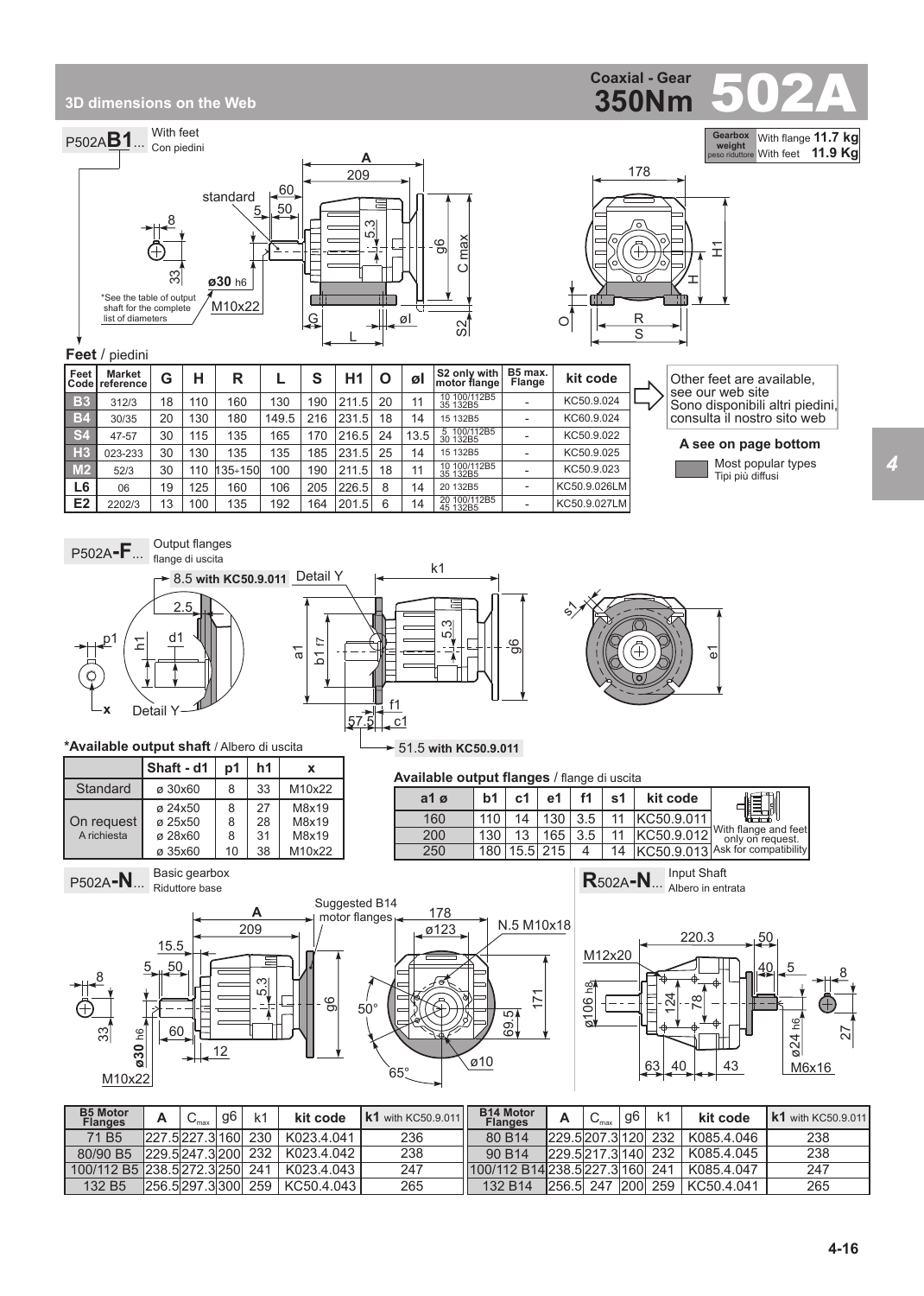# Coaxial - Gear 350Nm 502A

3D dimensions on the Web

## P502AB1... With feet / Con piedini

| Gearbox weight / peso riduttore | |
|---|---|
| With flange | 11.7 kg |
| With feet | 11.9 Kg |

standard

*See the table of output shaft for the complete list of diameters

ø30 h6

M10x22

### Feet / piedini

| Feet Code | Market reference | G | H | R | L | S | H1 | O | øI | S2 only with motor flange | B5 max. Flange | kit code |
|---|---|---|---|---|---|---|---|---|---|---|---|---|
| B3 | 312/3 | 18 | 110 | 160 | 130 | 190 | 211.5 | 20 | 11 | 10 100/112B5 35 132B5 | - | KC50.9.024 |
| B4 | 30/35 | 20 | 130 | 180 | 149.5 | 216 | 231.5 | 18 | 14 | 15 132B5 | - | KC60.9.024 |
| S4 | 47-57 | 30 | 115 | 135 | 165 | 170 | 216.5 | 24 | 13.5 | 5 100/112B5 30 132B5 | - | KC50.9.022 |
| H3 | 023-233 | 30 | 130 | 135 | 135 | 185 | 231.5 | 25 | 14 | 15 132B5 | - | KC50.9.025 |
| M2 | 52/3 | 30 | 110 | 135÷150 | 100 | 190 | 211.5 | 18 | 11 | 10 100/112B5 35 132B5 | - | KC50.9.023 |
| L6 | 06 | 19 | 125 | 160 | 106 | 205 | 226.5 | 8 | 14 | 20 132B5 | - | KC50.9.026LM |
| E2 | 2202/3 | 13 | 100 | 135 | 192 | 164 | 201.5 | 6 | 14 | 20 100/112B5 45 132B5 | - | KC50.9.027LM |

Other feet are available, see our web site
Sono disponibili altri piedini, consulta il nostro sito web

**A see on page bottom**

Most popular types / Tipi più diffusi

## P502A-F... Output flanges / flange di uscita

8.5 **with KC50.9.011**

Detail Y

51.5 **with KC50.9.011**

### *Available output shaft / Albero di uscita

| | Shaft - d1 | p1 | h1 | x |
|---|---|---|---|---|
| Standard | ø 30x60 | 8 | 33 | M10x22 |
| On request / A richiesta | ø 24x50 | 8 | 27 | M8x19 |
| | ø 25x50 | 8 | 28 | M8x19 |
| | ø 28x60 | 8 | 31 | M8x19 |
| | ø 35x60 | 10 | 38 | M10x22 |

### Available output flanges / flange di uscita

| a1 ø | b1 | c1 | e1 | f1 | s1 | kit code |
|---|---|---|---|---|---|---|
| 160 | 110 | 14 | 130 | 3.5 | 11 | KC50.9.011 |
| 200 | 130 | 13 | 165 | 3.5 | 11 | KC50.9.012 |
| 250 | 180 | 15.5 | 215 | 4 | 14 | KC50.9.013 |

With flange and feet only on request. Ask for compatibility

## P502A-N... Basic gearbox / Riduttore base

Suggested B14 motor flanges

N.5 M10x18

## R502A-N... Input Shaft / Albero in entrata

| B5 Motor Flanges | A | $C_{max}$ | g6 | k1 | kit code | k1 with KC50.9.011 |
|---|---|---|---|---|---|---|
| 71 B5 | 227.5 | 227.3 | 160 | 230 | K023.4.041 | 236 |
| 80/90 B5 | 229.5 | 247.3 | 200 | 232 | K023.4.042 | 238 |
| 100/112 B5 | 238.5 | 272.3 | 250 | 241 | K023.4.043 | 247 |
| 132 B5 | 256.5 | 297.3 | 300 | 259 | KC50.4.043 | 265 |

| B14 Motor Flanges | A | $C_{max}$ | g6 | k1 | kit code | k1 with KC50.9.011 |
|---|---|---|---|---|---|---|
| 80 B14 | 229.5 | 207.3 | 120 | 232 | K085.4.046 | 238 |
| 90 B14 | 229.5 | 217.3 | 140 | 232 | K085.4.045 | 238 |
| 100/112 B14 | 238.5 | 227.3 | 160 | 241 | K085.4.047 | 247 |
| 132 B14 | 256.5 | 247 | 200 | 259 | KC50.4.041 | 265 |